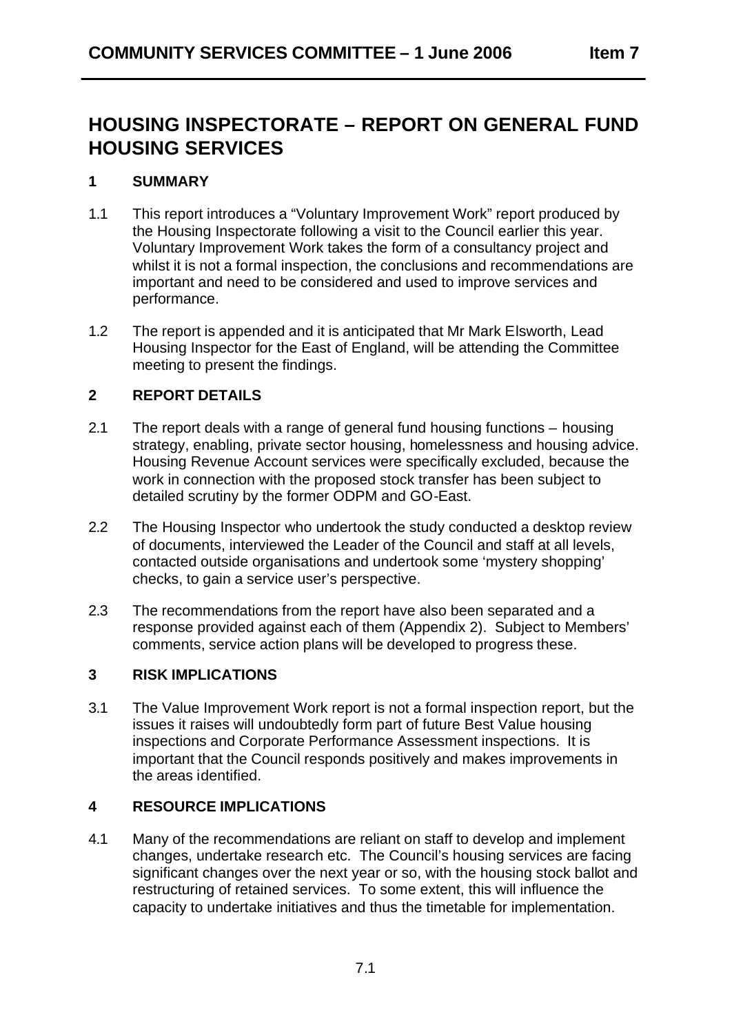# HOUSING INSPECTORATE – REPORT ON GENERAL FUND HOUSING SERVICES

## 1 SUMMARY

1.1 This report introduces a "Voluntary Improvement Work" report produced by the Housing Inspectorate following a visit to the Council earlier this year. Voluntary Improvement Work takes the form of a consultancy project and whilst it is not a formal inspection, the conclusions and recommendations are important and need to be considered and used to improve services and performance.

1.2 The report is appended and it is anticipated that Mr Mark Elsworth, Lead Housing Inspector for the East of England, will be attending the Committee meeting to present the findings.

## 2 REPORT DETAILS

2.1 The report deals with a range of general fund housing functions – housing strategy, enabling, private sector housing, homelessness and housing advice. Housing Revenue Account services were specifically excluded, because the work in connection with the proposed stock transfer has been subject to detailed scrutiny by the former ODPM and GO-East.

2.2 The Housing Inspector who undertook the study conducted a desktop review of documents, interviewed the Leader of the Council and staff at all levels, contacted outside organisations and undertook some 'mystery shopping' checks, to gain a service user's perspective.

2.3 The recommendations from the report have also been separated and a response provided against each of them (Appendix 2). Subject to Members' comments, service action plans will be developed to progress these.

## 3 RISK IMPLICATIONS

3.1 The Value Improvement Work report is not a formal inspection report, but the issues it raises will undoubtedly form part of future Best Value housing inspections and Corporate Performance Assessment inspections. It is important that the Council responds positively and makes improvements in the areas identified.

## 4 RESOURCE IMPLICATIONS

4.1 Many of the recommendations are reliant on staff to develop and implement changes, undertake research etc. The Council's housing services are facing significant changes over the next year or so, with the housing stock ballot and restructuring of retained services. To some extent, this will influence the capacity to undertake initiatives and thus the timetable for implementation.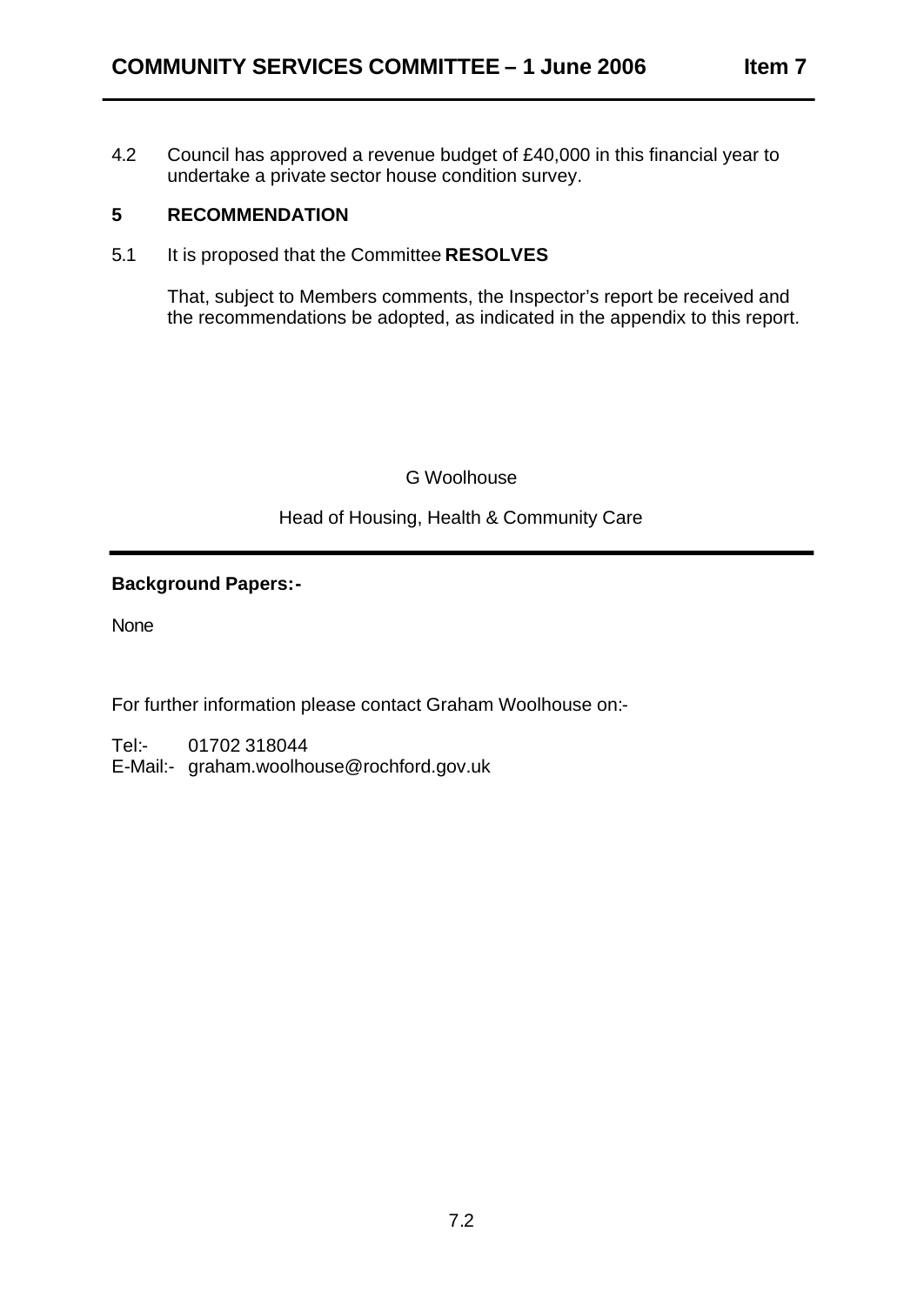4.2 Council has approved a revenue budget of £40,000 in this financial year to undertake a private sector house condition survey.

## 5 RECOMMENDATION

5.1 It is proposed that the Committee **RESOLVES**

That, subject to Members comments, the Inspector's report be received and the recommendations be adopted, as indicated in the appendix to this report.

G Woolhouse

Head of Housing, Health & Community Care

**Background Papers:-**

None

For further information please contact Graham Woolhouse on:-

Tel:- 01702 318044
E-Mail:- graham.woolhouse@rochford.gov.uk